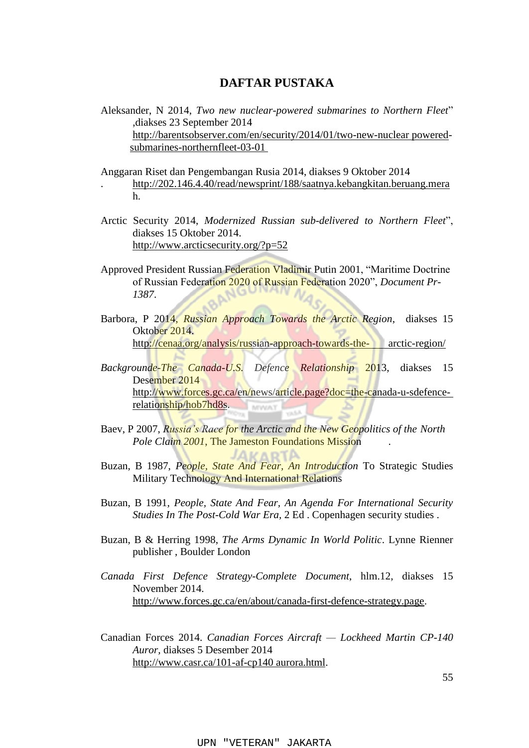# DAFTAR PUSTAKA

Aleksander, N 2014, *Two new nuclear-powered submarines to Northern Fleet*" ,diakses 23 September 2014 http://barentsobserver.com/en/security/2014/01/two-new-nuclear powered-submarines-northernfleet-03-01

Anggaran Riset dan Pengembangan Rusia 2014, diakses 9 Oktober 2014 . http://202.146.4.40/read/newsprint/188/saatnya.kebangkitan.beruang.merah.

Arctic Security 2014, *Modernized Russian sub-delivered to Northern Fleet*", diakses 15 Oktober 2014. http://www.arcticsecurity.org/?p=52

Approved President Russian Federation Vladimir Putin 2001, "Maritime Doctrine of Russian Federation 2020 of Russian Federation 2020", *Document Pr-1387*.

Barbora, P 2014, *Russian Approach Towards the Arctic Region*, diakses 15 Oktober 2014. http://cenaa.org/analysis/russian-approach-towards-the- arctic-region/

*Backgrounde-The Canada-U.S. Defence Relationship* 2013, diakses 15 Desember 2014 http://www.forces.gc.ca/en/news/article.page?doc=the-canada-u-sdefence-relationship/hob7hd8s.

Baev, P 2007, *Russia's Race for the Arctic and the New Geopolitics of the North Pole Claim 2001*, The Jameston Foundations Mission .

Buzan, B 1987, *People, State And Fear, An Introduction* To Strategic Studies Military Technology And International Relations

Buzan, B 1991, *People, State And Fear, An Agenda For International Security Studies In The Post-Cold War Era*, 2 Ed . Copenhagen security studies .

Buzan, B & Herring 1998, *The Arms Dynamic In World Politic*. Lynne Rienner publisher , Boulder London

*Canada First Defence Strategy-Complete Document*, hlm.12, diakses 15 November 2014. http://www.forces.gc.ca/en/about/canada-first-defence-strategy.page.

Canadian Forces 2014. *Canadian Forces Aircraft — Lockheed Martin CP-140 Auror*, diakses 5 Desember 2014 http://www.casr.ca/101-af-cp140 aurora.html.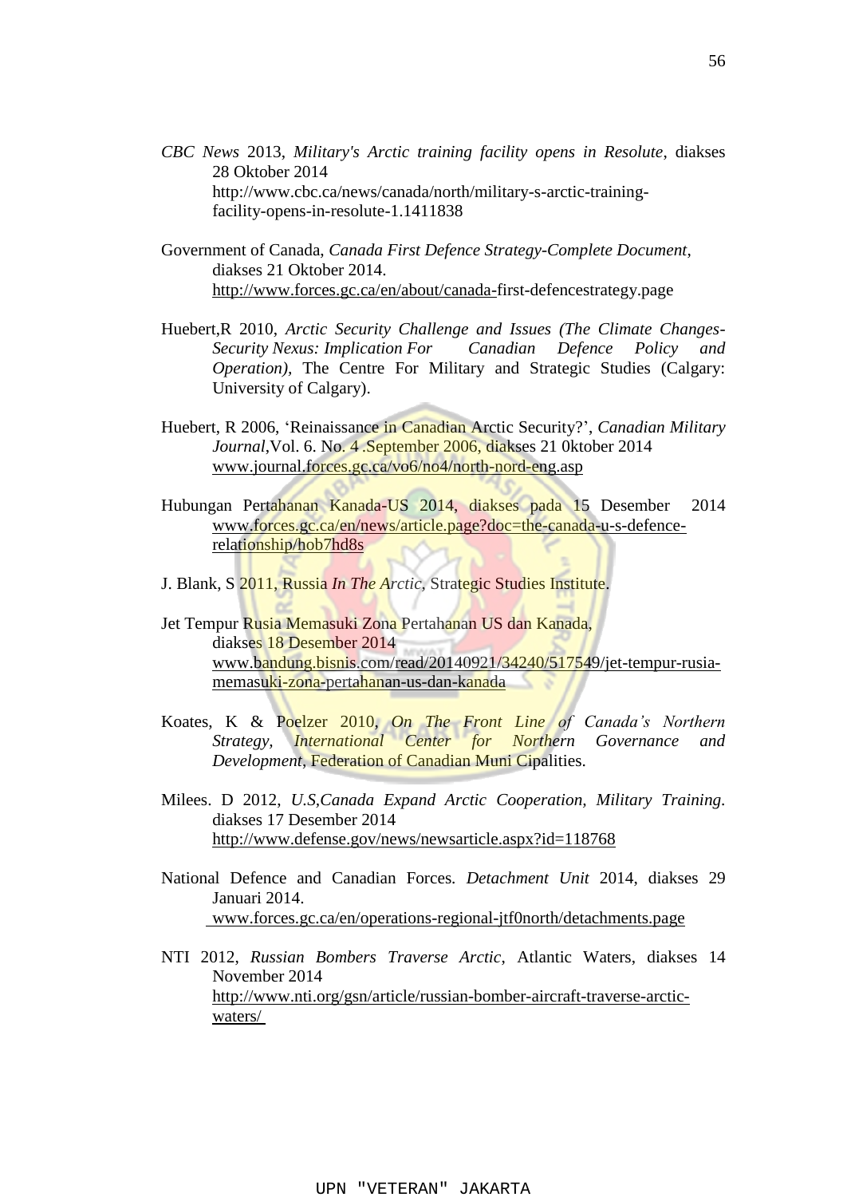*CBC News* 2013, *Military's Arctic training facility opens in Resolute*, diakses 28 Oktober 2014 http://www.cbc.ca/news/canada/north/military-s-arctic-training-facility-opens-in-resolute-1.1411838

Government of Canada, *Canada First Defence Strategy-Complete Document*, diakses 21 Oktober 2014. http://www.forces.gc.ca/en/about/canada-first-defencestrategy.page

Huebert,R 2010, *Arctic Security Challenge and Issues (The Climate Changes-Security Nexus: Implication For Canadian Defence Policy and Operation)*, The Centre For Military and Strategic Studies (Calgary: University of Calgary).

Huebert, R 2006, 'Reinaissance in Canadian Arctic Security?', *Canadian Military Journal*,Vol. 6. No. 4 .September 2006, diakses 21 0ktober 2014 www.journal.forces.gc.ca/vo6/no4/north-nord-eng.asp

Hubungan Pertahanan Kanada-US 2014, diakses pada 15 Desember 2014 www.forces.gc.ca/en/news/article.page?doc=the-canada-u-s-defence-relationship/hob7hd8s

J. Blank, S 2011, Russia *In The Arctic*, Strategic Studies Institute.

Jet Tempur Rusia Memasuki Zona Pertahanan US dan Kanada, diakses 18 Desember 2014 www.bandung.bisnis.com/read/20140921/34240/517549/jet-tempur-rusia-memasuki-zona-pertahanan-us-dan-kanada

Koates, K & Poelzer 2010, *On The Front Line of Canada's Northern Strategy, International Center for Northern Governance and Development*, Federation of Canadian Muni Cipalities.

Milees. D 2012, *U.S,Canada Expand Arctic Cooperation, Military Training*. diakses 17 Desember 2014 http://www.defense.gov/news/newsarticle.aspx?id=118768

National Defence and Canadian Forces. *Detachment Unit* 2014, diakses 29 Januari 2014. www.forces.gc.ca/en/operations-regional-jtf0north/detachments.page

NTI 2012, *Russian Bombers Traverse Arctic*, Atlantic Waters, diakses 14 November 2014 http://www.nti.org/gsn/article/russian-bomber-aircraft-traverse-arctic-waters/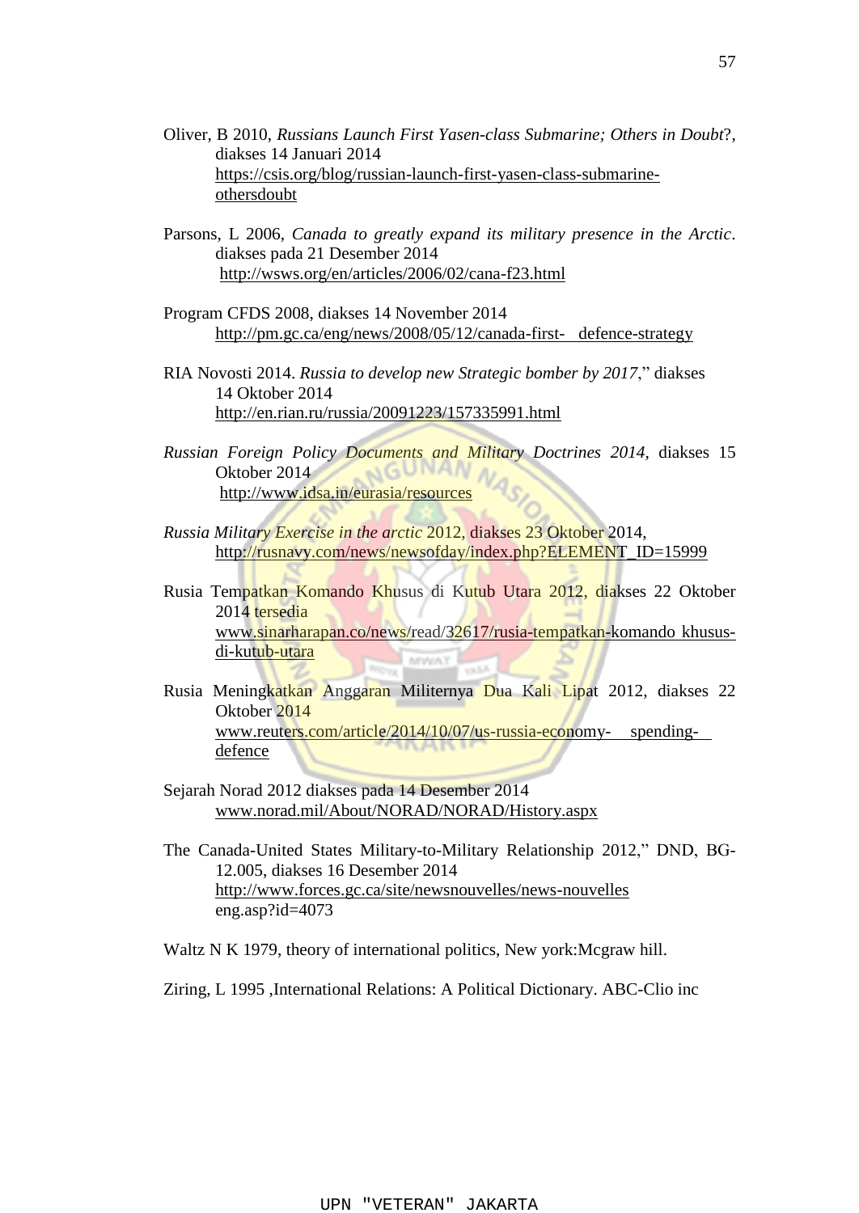Oliver, B 2010, *Russians Launch First Yasen-class Submarine; Others in Doubt*?, diakses 14 Januari 2014 https://csis.org/blog/russian-launch-first-yasen-class-submarine-othersdoubt

Parsons, L 2006, *Canada to greatly expand its military presence in the Arctic*. diakses pada 21 Desember 2014 http://wsws.org/en/articles/2006/02/cana-f23.html

Program CFDS 2008, diakses 14 November 2014 http://pm.gc.ca/eng/news/2008/05/12/canada-first- defence-strategy

RIA Novosti 2014. *Russia to develop new Strategic bomber by 2017*," diakses 14 Oktober 2014 http://en.rian.ru/russia/20091223/157335991.html

*Russian Foreign Policy Documents and Military Doctrines 2014*, diakses 15 Oktober 2014 http://www.idsa.in/eurasia/resources

*Russia Military Exercise in the arctic* 2012, diakses 23 Oktober 2014, http://rusnavy.com/news/newsofday/index.php?ELEMENT_ID=15999

Rusia Tempatkan Komando Khusus di Kutub Utara 2012, diakses 22 Oktober 2014 tersedia www.sinarharapan.co/news/read/32617/rusia-tempatkan-komando khusus-di-kutub-utara

Rusia Meningkatkan Anggaran Militernya Dua Kali Lipat 2012, diakses 22 Oktober 2014 www.reuters.com/article/2014/10/07/us-russia-economy- spending-defence

Sejarah Norad 2012 diakses pada 14 Desember 2014 www.norad.mil/About/NORAD/NORAD/History.aspx

The Canada-United States Military-to-Military Relationship 2012," DND, BG-12.005, diakses 16 Desember 2014 http://www.forces.gc.ca/site/newsnouvelles/news-nouvelles eng.asp?id=4073

Waltz N K 1979, theory of international politics, New york:Mcgraw hill.

Ziring, L 1995 ,International Relations: A Political Dictionary. ABC-Clio inc